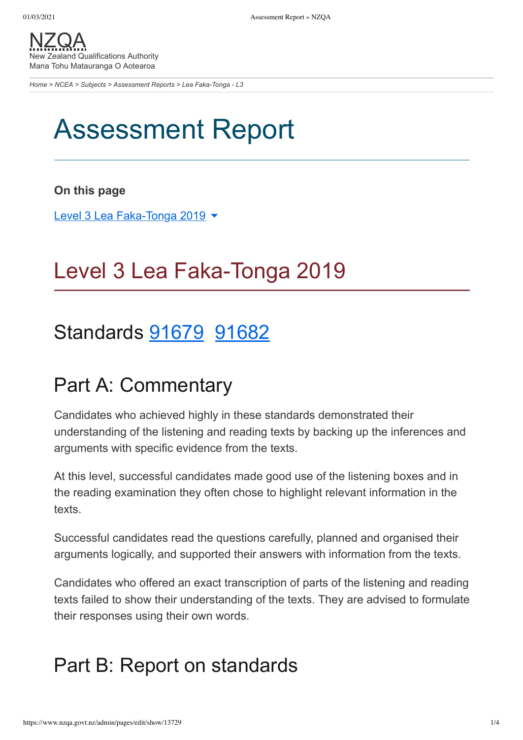NZQA
New Zealand Qualifications Authority
Mana Tohu Matauranga O Aotearoa

*Home > NCEA > Subjects > Assessment Reports > Lea Faka-Tonga - L3*

# Assessment Report

**On this page**

Level 3 Lea Faka-Tonga 2019

## Level 3 Lea Faka-Tonga 2019

## Standards 91679 91682

## Part A: Commentary

Candidates who achieved highly in these standards demonstrated their understanding of the listening and reading texts by backing up the inferences and arguments with specific evidence from the texts.

At this level, successful candidates made good use of the listening boxes and in the reading examination they often chose to highlight relevant information in the texts.

Successful candidates read the questions carefully, planned and organised their arguments logically, and supported their answers with information from the texts.

Candidates who offered an exact transcription of parts of the listening and reading texts failed to show their understanding of the texts. They are advised to formulate their responses using their own words.

## Part B: Report on standards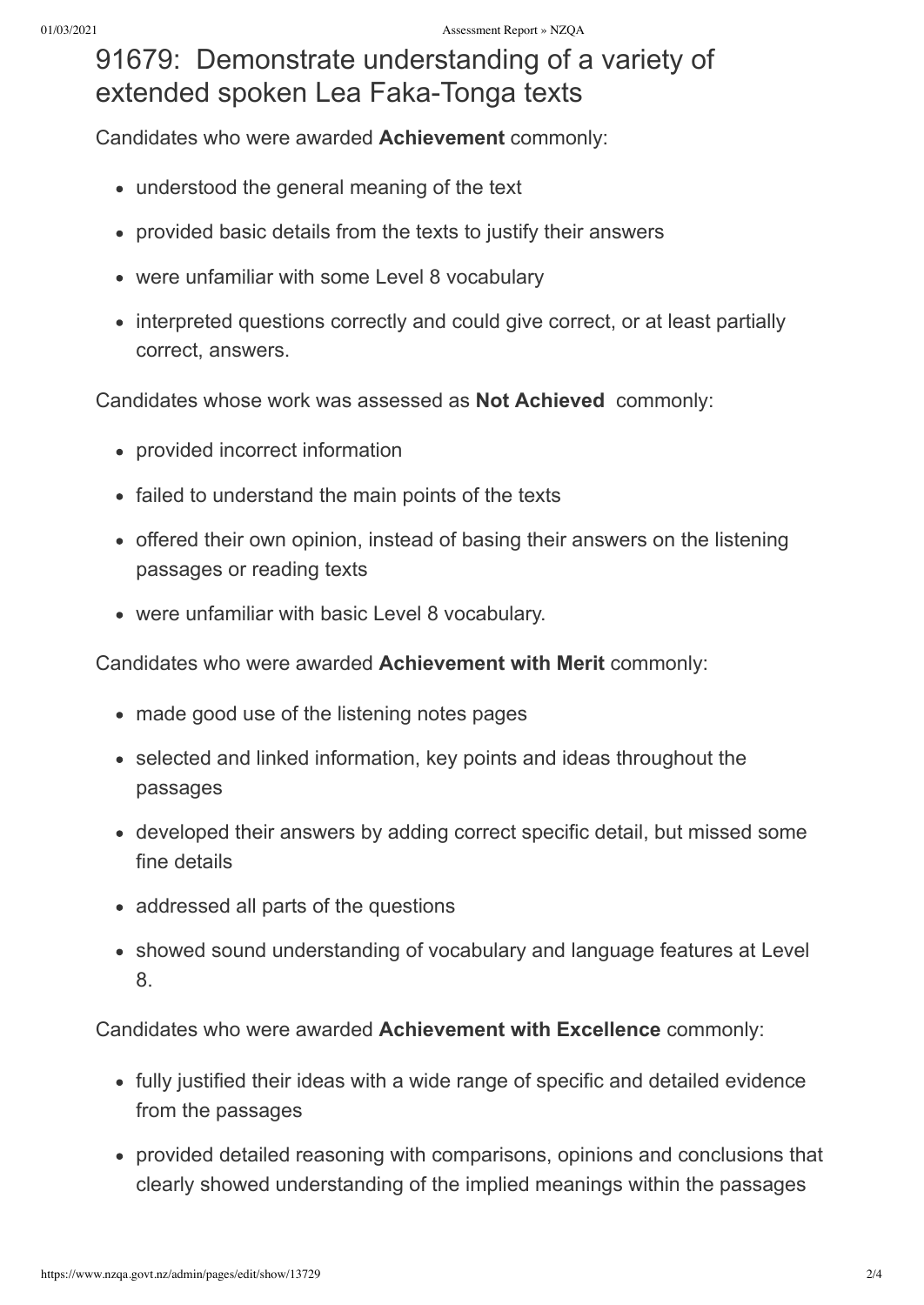# 91679: Demonstrate understanding of a variety of extended spoken Lea Faka-Tonga texts

Candidates who were awarded **Achievement** commonly:

- understood the general meaning of the text
- provided basic details from the texts to justify their answers
- were unfamiliar with some Level 8 vocabulary
- interpreted questions correctly and could give correct, or at least partially correct, answers.

Candidates whose work was assessed as **Not Achieved** commonly:

- provided incorrect information
- failed to understand the main points of the texts
- offered their own opinion, instead of basing their answers on the listening passages or reading texts
- were unfamiliar with basic Level 8 vocabulary.

Candidates who were awarded **Achievement with Merit** commonly:

- made good use of the listening notes pages
- selected and linked information, key points and ideas throughout the passages
- developed their answers by adding correct specific detail, but missed some fine details
- addressed all parts of the questions
- showed sound understanding of vocabulary and language features at Level 8.

Candidates who were awarded **Achievement with Excellence** commonly:

- fully justified their ideas with a wide range of specific and detailed evidence from the passages
- provided detailed reasoning with comparisons, opinions and conclusions that clearly showed understanding of the implied meanings within the passages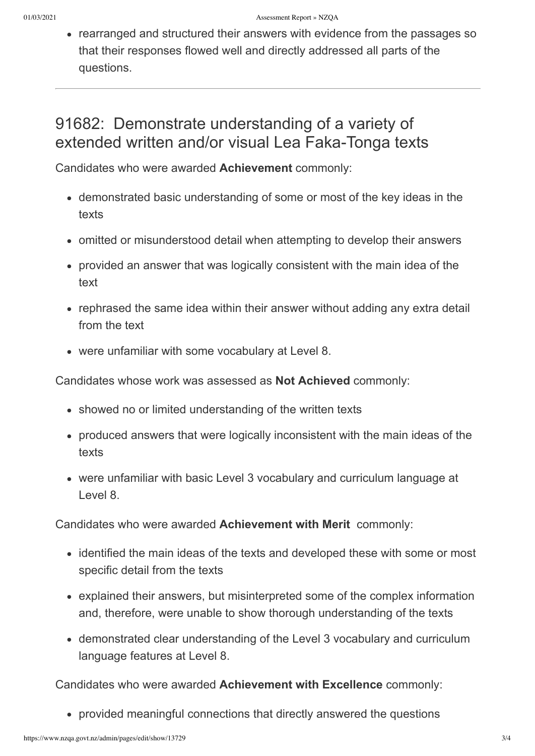- rearranged and structured their answers with evidence from the passages so that their responses flowed well and directly addressed all parts of the questions.

---

## 91682: Demonstrate understanding of a variety of extended written and/or visual Lea Faka-Tonga texts

Candidates who were awarded **Achievement** commonly:

- demonstrated basic understanding of some or most of the key ideas in the texts
- omitted or misunderstood detail when attempting to develop their answers
- provided an answer that was logically consistent with the main idea of the text
- rephrased the same idea within their answer without adding any extra detail from the text
- were unfamiliar with some vocabulary at Level 8.

Candidates whose work was assessed as **Not Achieved** commonly:

- showed no or limited understanding of the written texts
- produced answers that were logically inconsistent with the main ideas of the texts
- were unfamiliar with basic Level 3 vocabulary and curriculum language at Level 8.

Candidates who were awarded **Achievement with Merit** commonly:

- identified the main ideas of the texts and developed these with some or most specific detail from the texts
- explained their answers, but misinterpreted some of the complex information and, therefore, were unable to show thorough understanding of the texts
- demonstrated clear understanding of the Level 3 vocabulary and curriculum language features at Level 8.

Candidates who were awarded **Achievement with Excellence** commonly:

- provided meaningful connections that directly answered the questions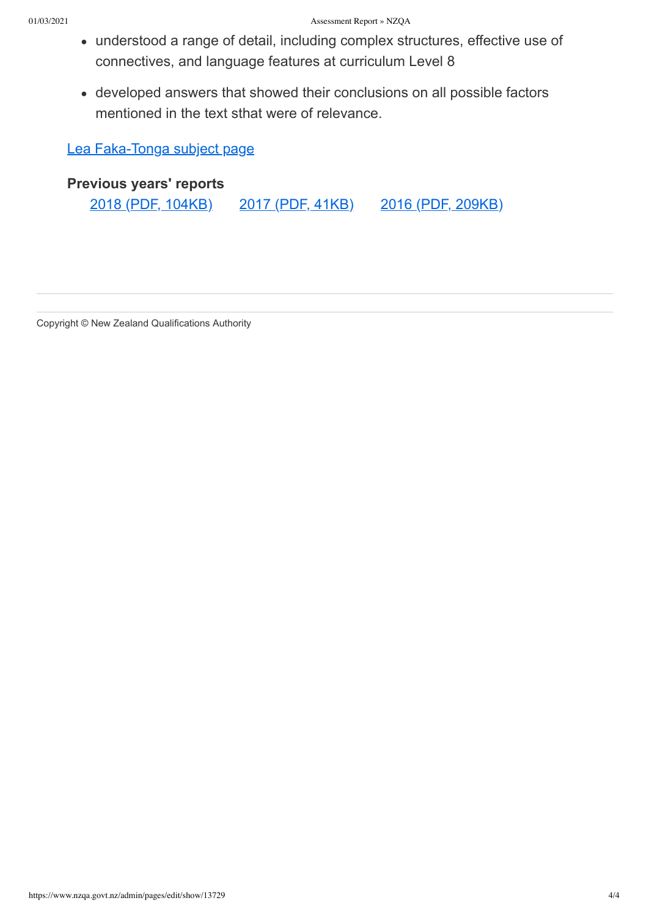- understood a range of detail, including complex structures, effective use of connectives, and language features at curriculum Level 8
- developed answers that showed their conclusions on all possible factors mentioned in the text sthat were of relevance.

[Lea Faka-Tonga subject page]

**Previous years' reports**

[2018 (PDF, 104KB)] [2017 (PDF, 41KB)] [2016 (PDF, 209KB)]

Copyright © New Zealand Qualifications Authority